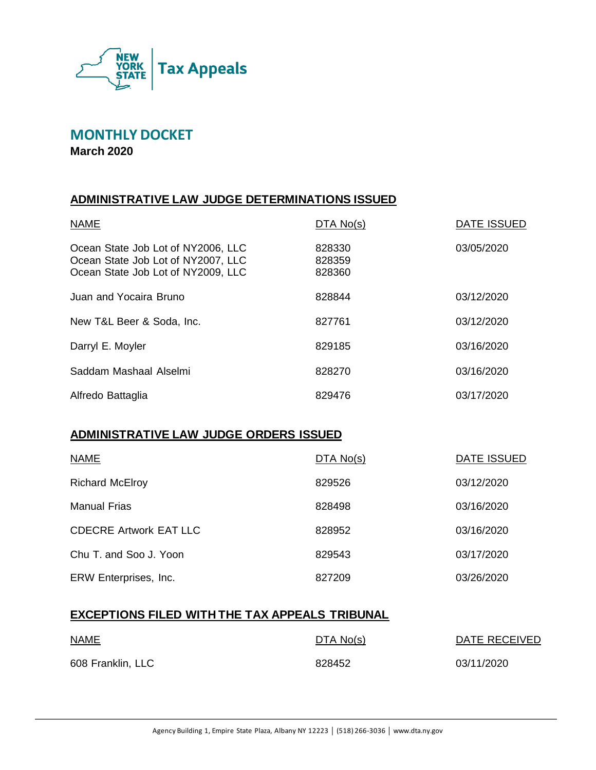New York State Tax Appeals

# MONTHLY DOCKET

**March 2020**

## ADMINISTRATIVE LAW JUDGE DETERMINATIONS ISSUED

| NAME | DTA No(s) | DATE ISSUED |
|---|---|---|
| Ocean State Job Lot of NY2006, LLC<br>Ocean State Job Lot of NY2007, LLC<br>Ocean State Job Lot of NY2009, LLC | 828330<br>828359<br>828360 | 03/05/2020 |
| Juan and Yocaira Bruno | 828844 | 03/12/2020 |
| New T&L Beer & Soda, Inc. | 827761 | 03/12/2020 |
| Darryl E. Moyler | 829185 | 03/16/2020 |
| Saddam Mashaal Alselmi | 828270 | 03/16/2020 |
| Alfredo Battaglia | 829476 | 03/17/2020 |

## ADMINISTRATIVE LAW JUDGE ORDERS ISSUED

| NAME | DTA No(s) | DATE ISSUED |
|---|---|---|
| Richard McElroy | 829526 | 03/12/2020 |
| Manual Frias | 828498 | 03/16/2020 |
| CDECRE Artwork EAT LLC | 828952 | 03/16/2020 |
| Chu T. and Soo J. Yoon | 829543 | 03/17/2020 |
| ERW Enterprises, Inc. | 827209 | 03/26/2020 |

## EXCEPTIONS FILED WITH THE TAX APPEALS TRIBUNAL

| NAME | DTA No(s) | DATE RECEIVED |
|---|---|---|
| 608 Franklin, LLC | 828452 | 03/11/2020 |

Agency Building 1, Empire State Plaza, Albany NY 12223 | (518) 266-3036 | www.dta.ny.gov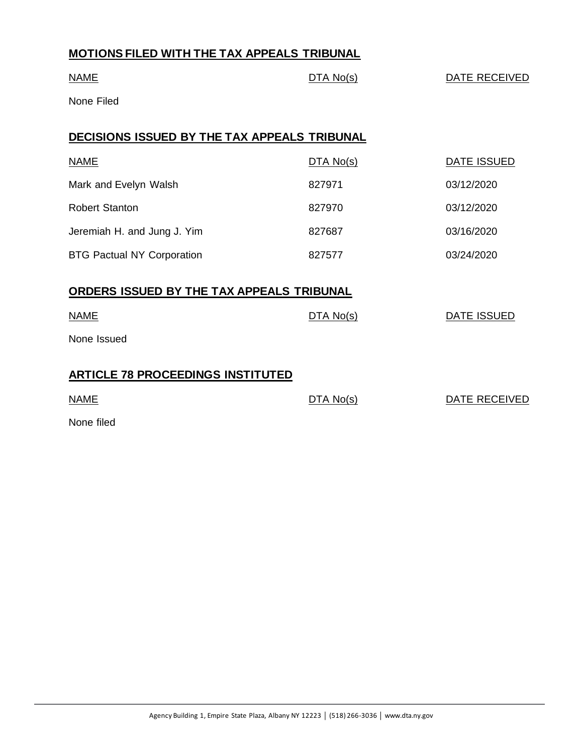## MOTIONS FILED WITH THE TAX APPEALS TRIBUNAL

| NAME | DTA No(s) | DATE RECEIVED |
|---|---|---|
| None Filed | | |

## DECISIONS ISSUED BY THE TAX APPEALS TRIBUNAL

| NAME | DTA No(s) | DATE ISSUED |
|---|---|---|
| Mark and Evelyn Walsh | 827971 | 03/12/2020 |
| Robert Stanton | 827970 | 03/12/2020 |
| Jeremiah H. and Jung J. Yim | 827687 | 03/16/2020 |
| BTG Pactual NY Corporation | 827577 | 03/24/2020 |

## ORDERS ISSUED BY THE TAX APPEALS TRIBUNAL

| NAME | DTA No(s) | DATE ISSUED |
|---|---|---|
| None Issued | | |

## ARTICLE 78 PROCEEDINGS INSTITUTED

| NAME | DTA No(s) | DATE RECEIVED |
|---|---|---|
| None filed | | |

Agency Building 1, Empire State Plaza, Albany NY 12223 | (518) 266-3036 | www.dta.ny.gov